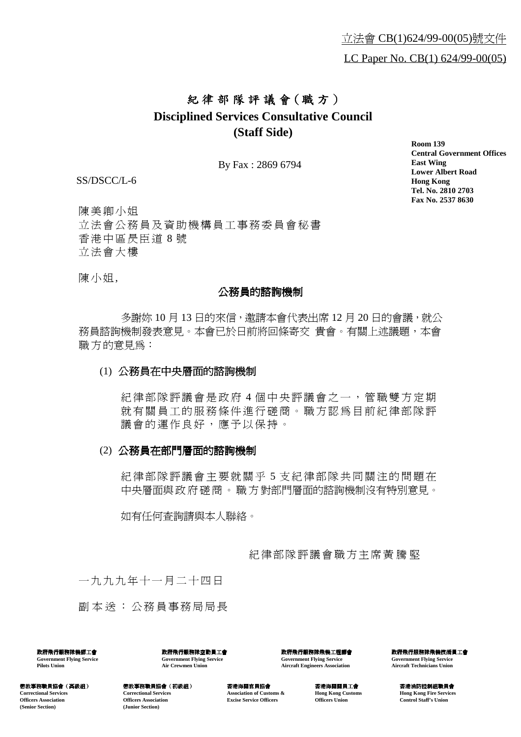立法會 CB(1)624/99-00(05)號文件

LC Paper No. CB(1) 624/99-00(05)

# 紀律部隊評議會（職方）
# Disciplined Services Consultative Council (Staff Side)

**Room 139**
**Central Government Offices**
**East Wing**
**Lower Albert Road**
**Hong Kong**
**Tel. No. 2810 2703**
**Fax No. 2537 8630**

By Fax : 2869 6794

SS/DSCC/L-6

陳美卿小姐
立法會公務員及資助機構員工事務委員會秘書
香港中區昃臣道 8 號
立法會大樓

陳小姐,

## 公務員的諮詢機制

多謝妳 10 月 13 日的來信，邀請本會代表出席 12 月 20 日的會議，就公務員諮詢機制發表意見。本會已於日前將回條寄交 貴會。有關上述議題，本會職方的意見為：

(1) **公務員在中央層面的諮詢機制**

紀律部隊評議會是政府 4 個中央評議會之一，管職雙方定期就有關員工的服務條件進行磋商。職方認為目前紀律部隊評議會的運作良好，應予以保持。

(2) **公務員在部門層面的諮詢機制**

紀律部隊評議會主要就關乎 5 支紀律部隊共同關注的問題在中央層面與政府磋商。職方對部門層面的諮詢機制沒有特別意見。

如有任何查詢請與本人聯絡。

紀律部隊評議會職方主席黃騰堅

一九九九年十一月二十四日

副本送：公務員事務局局長

政府飛行服務隊機師工會 Government Flying Service Pilots Union
政府飛行服務隊空勤員工會 Government Flying Service Air Crewmen Union
政府飛行服務隊飛機工程師會 Government Flying Service Aircraft Engineers Association
政府飛行服務隊飛機技術員工會 Government Flying Service Aircraft Technicians Union

懲教事務職員協會（高級組） Correctional Services Officers Association (Senior Section)
懲教事務職員協會（初級組） Correctional Services Officers Association (Junior Section)
香港海關官員協會 Association of Customs & Excise Service Officers
香港海關關員工會 Hong Kong Customs Officers Union
香港消防控制組職員會 Hong Kong Fire Services Control Staff's Union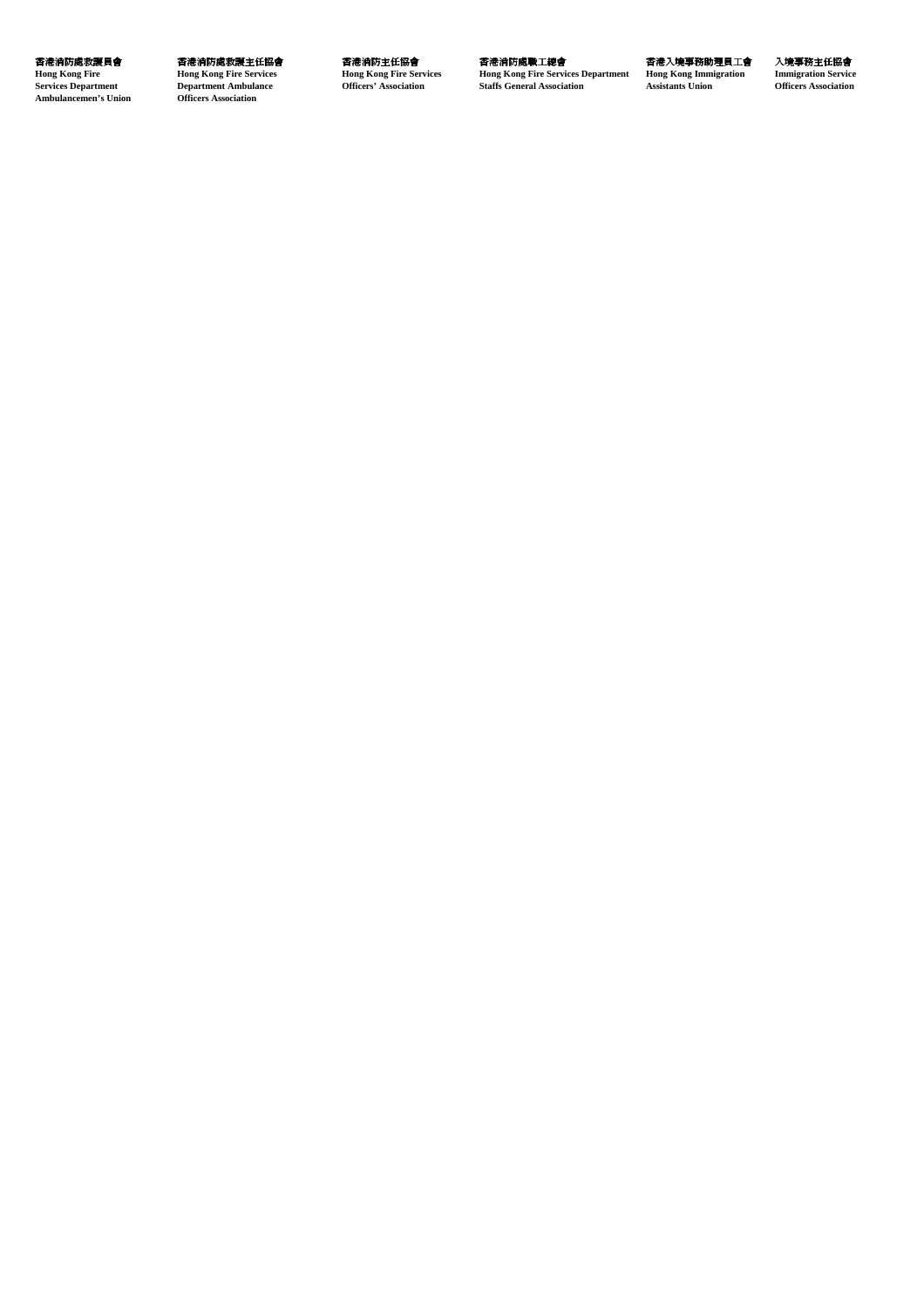| | | | | | |
|---|---|---|---|---|---|
| **香港消防處救護員會**<br>**Hong Kong Fire Services Department Ambulancemen's Union** | **香港消防處救護主任協會**<br>**Hong Kong Fire Services Department Ambulance Officers Association** | **香港消防主任協會**<br>**Hong Kong Fire Services Officers' Association** | **香港消防處職工總會**<br>**Hong Kong Fire Services Department Staffs General Association** | **香港入境事務助理員工會**<br>**Hong Kong Immigration Assistants Union** | **入境事務主任協會**<br>**Immigration Service Officers Association** |